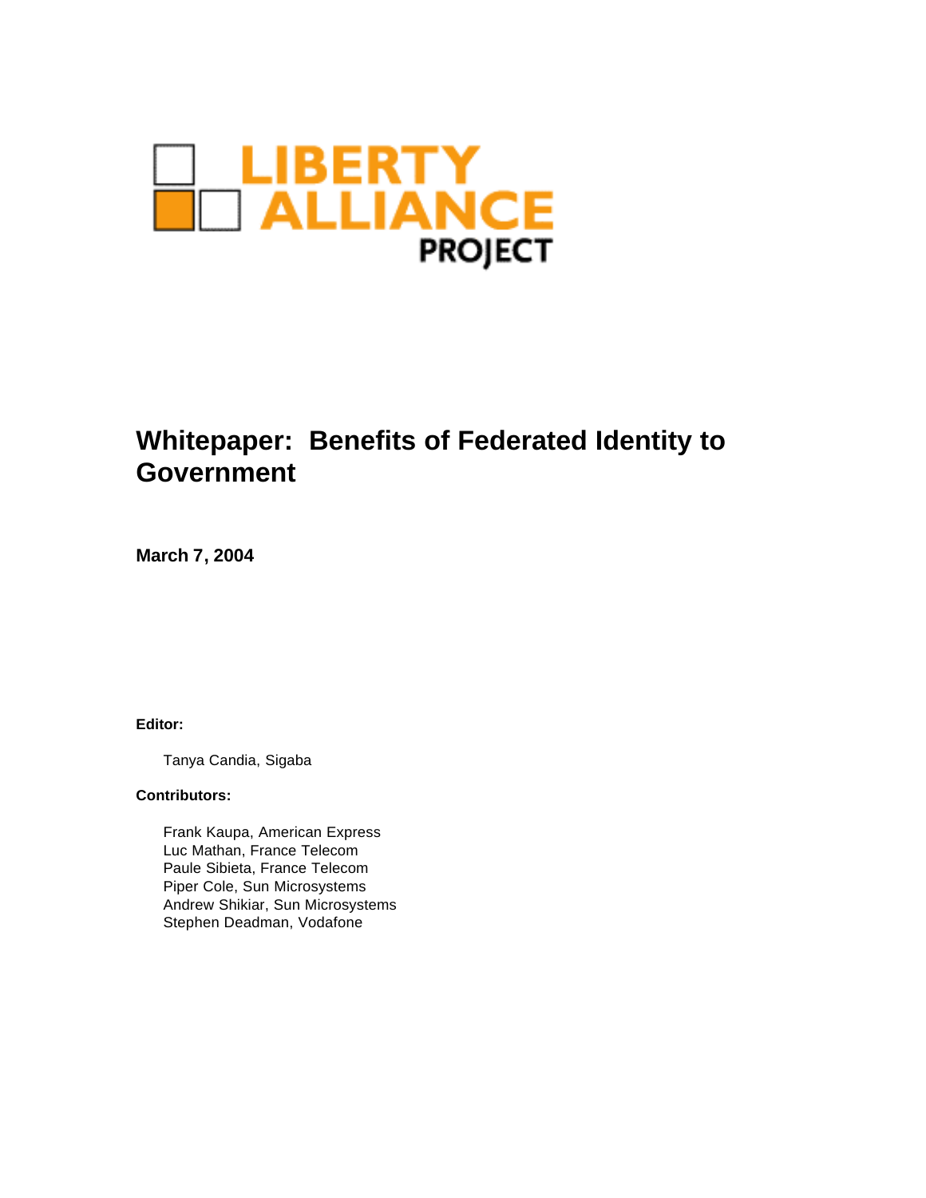LIBERTY ALLIANCE PROJECT

# Whitepaper: Benefits of Federated Identity to Government

**March 7, 2004**

**Editor:**

Tanya Candia, Sigaba

**Contributors:**

Frank Kaupa, American Express
Luc Mathan, France Telecom
Paule Sibieta, France Telecom
Piper Cole, Sun Microsystems
Andrew Shikiar, Sun Microsystems
Stephen Deadman, Vodafone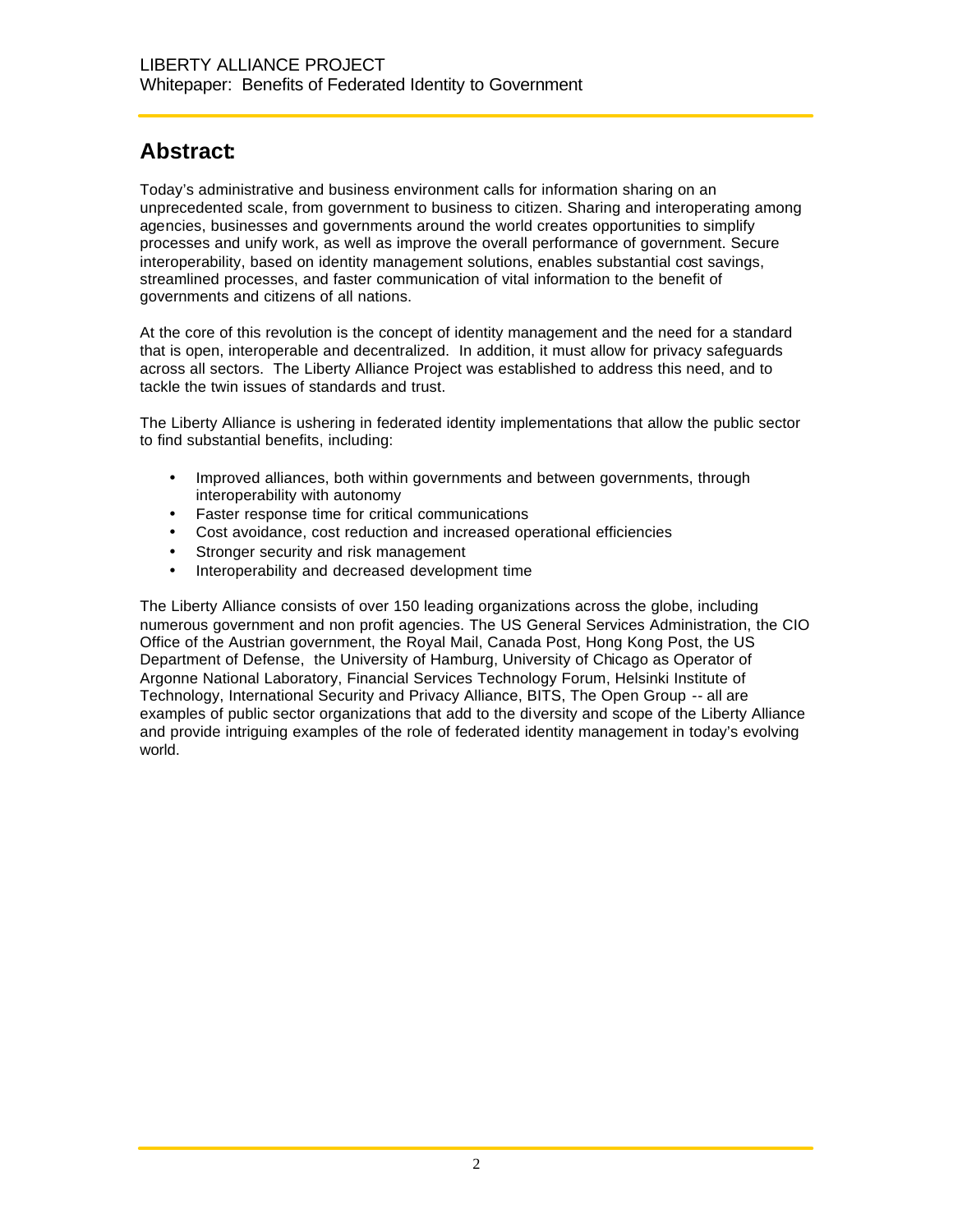## Abstract:

Today's administrative and business environment calls for information sharing on an unprecedented scale, from government to business to citizen. Sharing and interoperating among agencies, businesses and governments around the world creates opportunities to simplify processes and unify work, as well as improve the overall performance of government. Secure interoperability, based on identity management solutions, enables substantial cost savings, streamlined processes, and faster communication of vital information to the benefit of governments and citizens of all nations.

At the core of this revolution is the concept of identity management and the need for a standard that is open, interoperable and decentralized. In addition, it must allow for privacy safeguards across all sectors. The Liberty Alliance Project was established to address this need, and to tackle the twin issues of standards and trust.

The Liberty Alliance is ushering in federated identity implementations that allow the public sector to find substantial benefits, including:

- Improved alliances, both within governments and between governments, through interoperability with autonomy
- Faster response time for critical communications
- Cost avoidance, cost reduction and increased operational efficiencies
- Stronger security and risk management
- Interoperability and decreased development time

The Liberty Alliance consists of over 150 leading organizations across the globe, including numerous government and non profit agencies. The US General Services Administration, the CIO Office of the Austrian government, the Royal Mail, Canada Post, Hong Kong Post, the US Department of Defense, the University of Hamburg, University of Chicago as Operator of Argonne National Laboratory, Financial Services Technology Forum, Helsinki Institute of Technology, International Security and Privacy Alliance, BITS, The Open Group -- all are examples of public sector organizations that add to the diversity and scope of the Liberty Alliance and provide intriguing examples of the role of federated identity management in today's evolving world.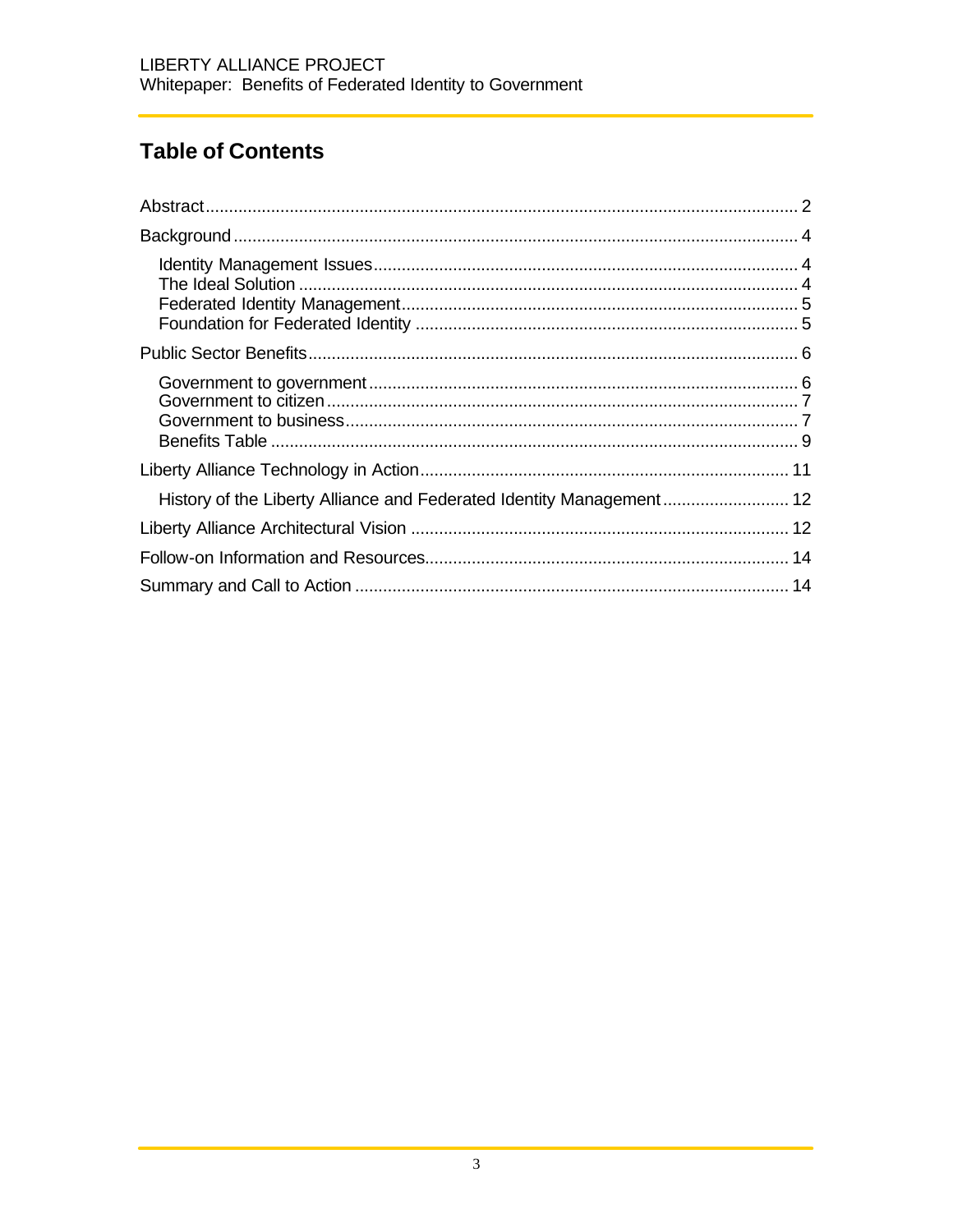## Table of Contents

Abstract ........................................................................................................................... 2

Background ...................................................................................................................... 4

- Identity Management Issues ......................................................................................... 4
- The Ideal Solution ........................................................................................................ 4
- Federated Identity Management .................................................................................. 5
- Foundation for Federated Identity ................................................................................ 5

Public Sector Benefits ...................................................................................................... 6

- Government to government .......................................................................................... 6
- Government to citizen ................................................................................................... 7
- Government to business ............................................................................................... 7
- Benefits Table ............................................................................................................... 9

Liberty Alliance Technology in Action ............................................................................. 11

- History of the Liberty Alliance and Federated Identity Management ........................... 12

Liberty Alliance Architectural Vision ............................................................................... 12

Follow-on Information and Resources ............................................................................ 14

Summary and Call to Action ........................................................................................... 14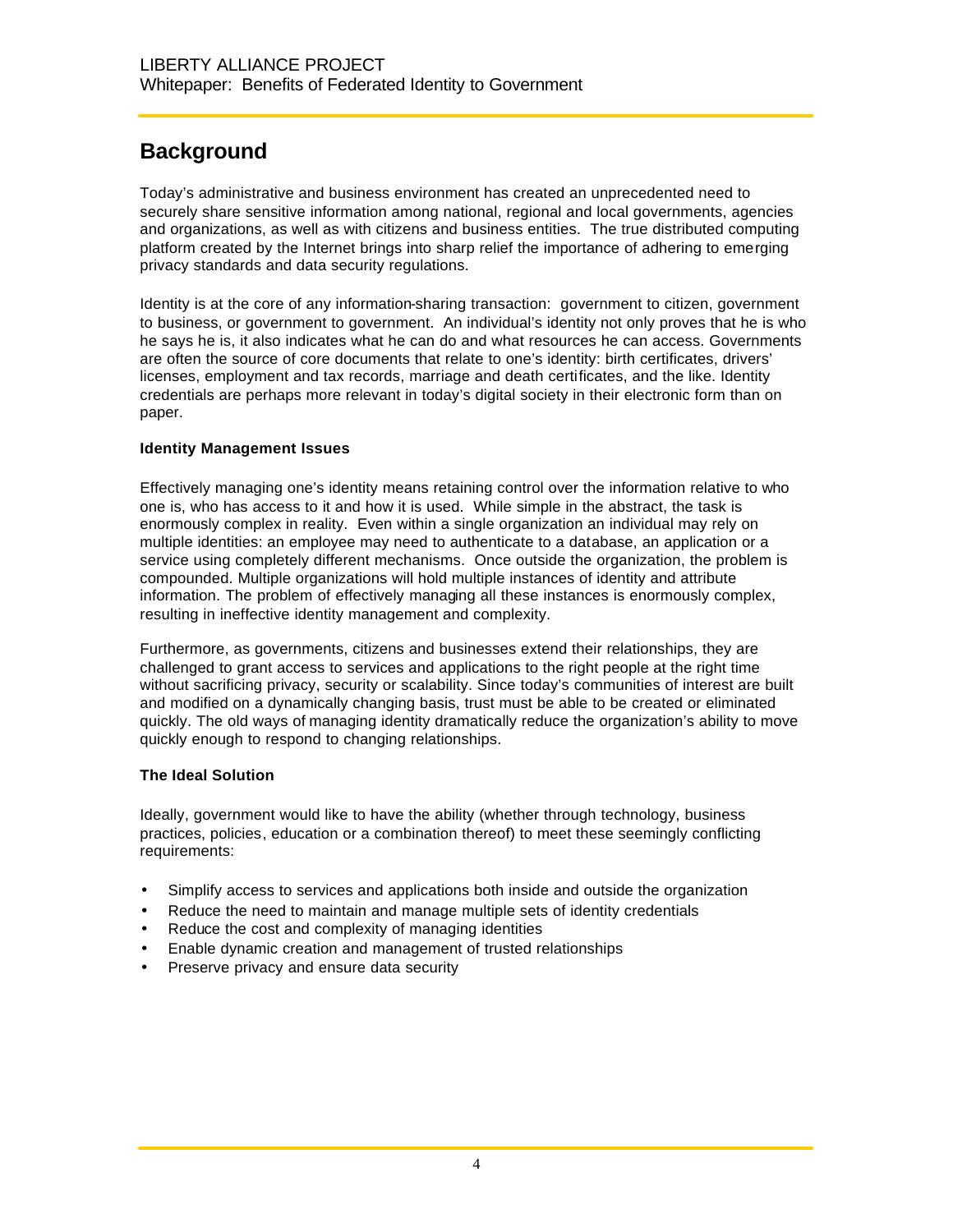## Background

Today's administrative and business environment has created an unprecedented need to securely share sensitive information among national, regional and local governments, agencies and organizations, as well as with citizens and business entities. The true distributed computing platform created by the Internet brings into sharp relief the importance of adhering to emerging privacy standards and data security regulations.

Identity is at the core of any information-sharing transaction: government to citizen, government to business, or government to government. An individual's identity not only proves that he is who he says he is, it also indicates what he can do and what resources he can access. Governments are often the source of core documents that relate to one's identity: birth certificates, drivers' licenses, employment and tax records, marriage and death certificates, and the like. Identity credentials are perhaps more relevant in today's digital society in their electronic form than on paper.

### Identity Management Issues

Effectively managing one's identity means retaining control over the information relative to who one is, who has access to it and how it is used. While simple in the abstract, the task is enormously complex in reality. Even within a single organization an individual may rely on multiple identities: an employee may need to authenticate to a database, an application or a service using completely different mechanisms. Once outside the organization, the problem is compounded. Multiple organizations will hold multiple instances of identity and attribute information. The problem of effectively managing all these instances is enormously complex, resulting in ineffective identity management and complexity.

Furthermore, as governments, citizens and businesses extend their relationships, they are challenged to grant access to services and applications to the right people at the right time without sacrificing privacy, security or scalability. Since today's communities of interest are built and modified on a dynamically changing basis, trust must be able to be created or eliminated quickly. The old ways of managing identity dramatically reduce the organization's ability to move quickly enough to respond to changing relationships.

### The Ideal Solution

Ideally, government would like to have the ability (whether through technology, business practices, policies, education or a combination thereof) to meet these seemingly conflicting requirements:

- Simplify access to services and applications both inside and outside the organization
- Reduce the need to maintain and manage multiple sets of identity credentials
- Reduce the cost and complexity of managing identities
- Enable dynamic creation and management of trusted relationships
- Preserve privacy and ensure data security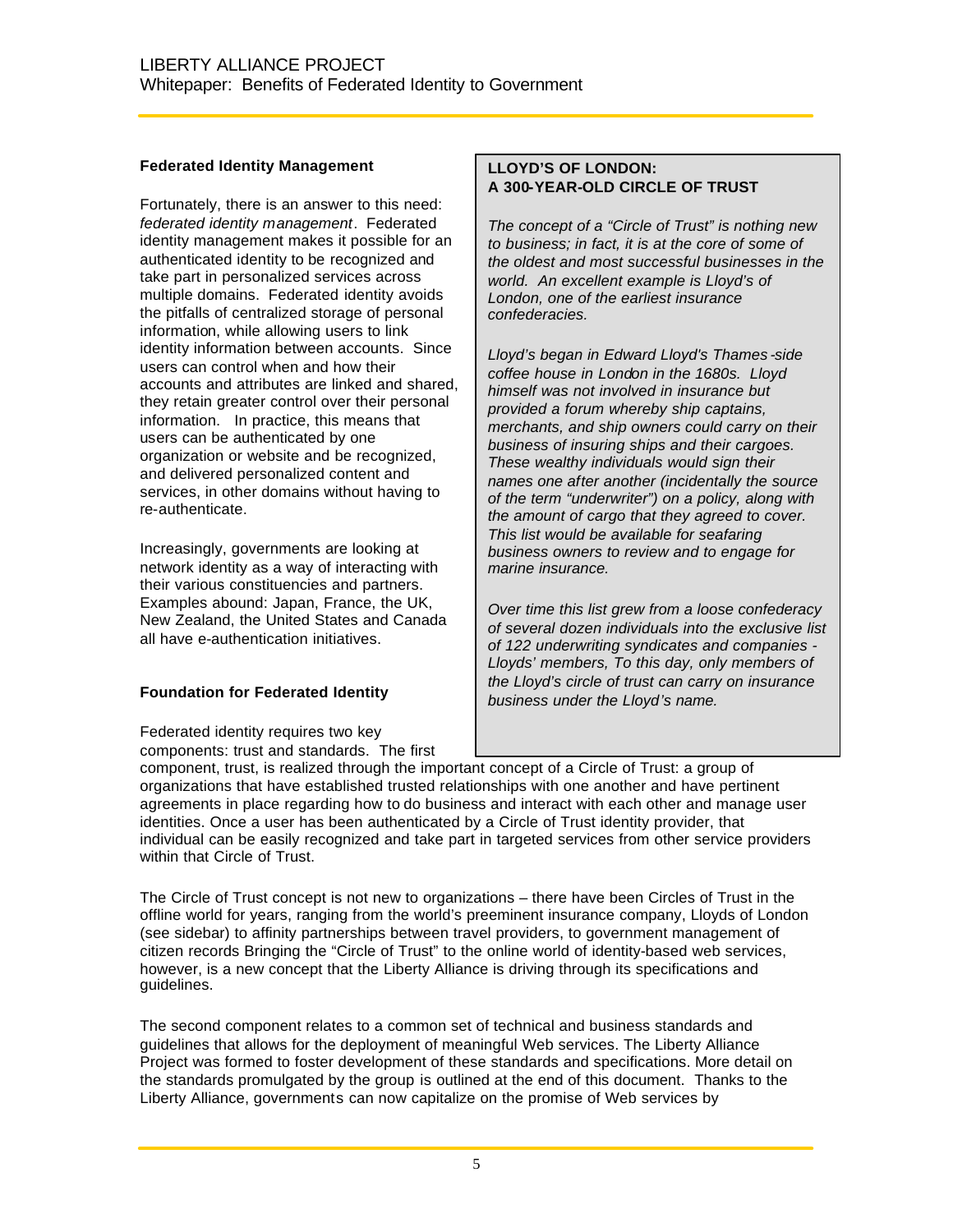### Federated Identity Management

Fortunately, there is an answer to this need: *federated identity management*. Federated identity management makes it possible for an authenticated identity to be recognized and take part in personalized services across multiple domains. Federated identity avoids the pitfalls of centralized storage of personal information, while allowing users to link identity information between accounts. Since users can control when and how their accounts and attributes are linked and shared, they retain greater control over their personal information. In practice, this means that users can be authenticated by one organization or website and be recognized, and delivered personalized content and services, in other domains without having to re-authenticate.

Increasingly, governments are looking at network identity as a way of interacting with their various constituencies and partners. Examples abound: Japan, France, the UK, New Zealand, the United States and Canada all have e-authentication initiatives.

> **LLOYD'S OF LONDON: A 300-YEAR-OLD CIRCLE OF TRUST**
>
> *The concept of a "Circle of Trust" is nothing new to business; in fact, it is at the core of some of the oldest and most successful businesses in the world. An excellent example is Lloyd's of London, one of the earliest insurance confederacies.*
>
> *Lloyd's began in Edward Lloyd's Thames-side coffee house in London in the 1680s. Lloyd himself was not involved in insurance but provided a forum whereby ship captains, merchants, and ship owners could carry on their business of insuring ships and their cargoes. These wealthy individuals would sign their names one after another (incidentally the source of the term "underwriter") on a policy, along with the amount of cargo that they agreed to cover. This list would be available for seafaring business owners to review and to engage for marine insurance.*
>
> *Over time this list grew from a loose confederacy of several dozen individuals into the exclusive list of 122 underwriting syndicates and companies - Lloyds' members, To this day, only members of the Lloyd's circle of trust can carry on insurance business under the Lloyd's name.*

### Foundation for Federated Identity

Federated identity requires two key components: trust and standards. The first component, trust, is realized through the important concept of a Circle of Trust: a group of organizations that have established trusted relationships with one another and have pertinent agreements in place regarding how to do business and interact with each other and manage user identities. Once a user has been authenticated by a Circle of Trust identity provider, that individual can be easily recognized and take part in targeted services from other service providers within that Circle of Trust.

The Circle of Trust concept is not new to organizations – there have been Circles of Trust in the offline world for years, ranging from the world's preeminent insurance company, Lloyds of London (see sidebar) to affinity partnerships between travel providers, to government management of citizen records Bringing the "Circle of Trust" to the online world of identity-based web services, however, is a new concept that the Liberty Alliance is driving through its specifications and guidelines.

The second component relates to a common set of technical and business standards and guidelines that allows for the deployment of meaningful Web services. The Liberty Alliance Project was formed to foster development of these standards and specifications. More detail on the standards promulgated by the group is outlined at the end of this document. Thanks to the Liberty Alliance, governments can now capitalize on the promise of Web services by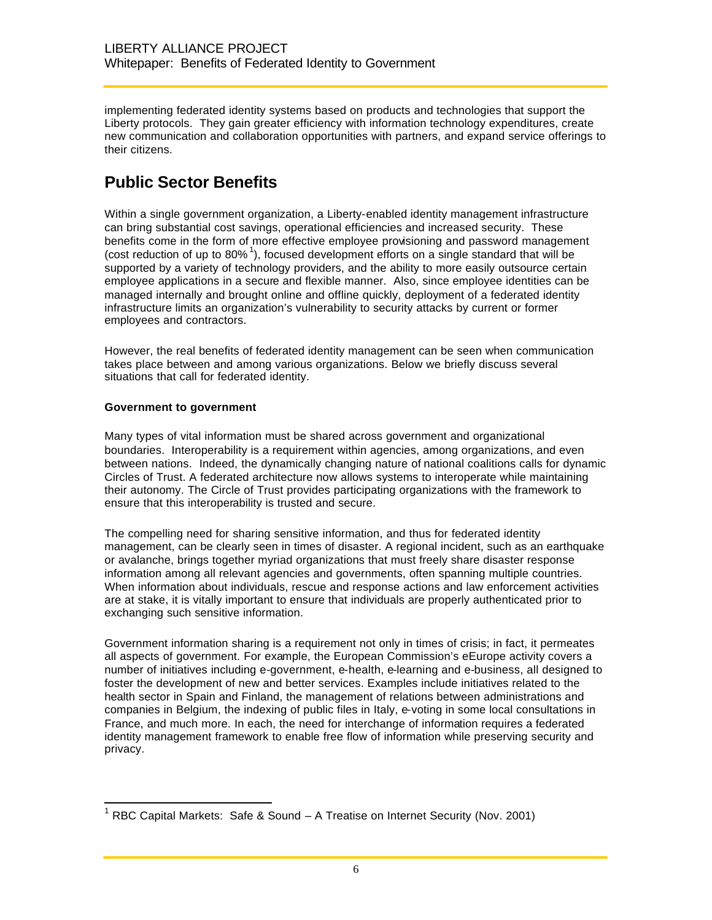implementing federated identity systems based on products and technologies that support the Liberty protocols. They gain greater efficiency with information technology expenditures, create new communication and collaboration opportunities with partners, and expand service offerings to their citizens.

# Public Sector Benefits

Within a single government organization, a Liberty-enabled identity management infrastructure can bring substantial cost savings, operational efficiencies and increased security. These benefits come in the form of more effective employee provisioning and password management (cost reduction of up to 80%[1]), focused development efforts on a single standard that will be supported by a variety of technology providers, and the ability to more easily outsource certain employee applications in a secure and flexible manner. Also, since employee identities can be managed internally and brought online and offline quickly, deployment of a federated identity infrastructure limits an organization's vulnerability to security attacks by current or former employees and contractors.

However, the real benefits of federated identity management can be seen when communication takes place between and among various organizations. Below we briefly discuss several situations that call for federated identity.

**Government to government**

Many types of vital information must be shared across government and organizational boundaries. Interoperability is a requirement within agencies, among organizations, and even between nations. Indeed, the dynamically changing nature of national coalitions calls for dynamic Circles of Trust. A federated architecture now allows systems to interoperate while maintaining their autonomy. The Circle of Trust provides participating organizations with the framework to ensure that this interoperability is trusted and secure.

The compelling need for sharing sensitive information, and thus for federated identity management, can be clearly seen in times of disaster. A regional incident, such as an earthquake or avalanche, brings together myriad organizations that must freely share disaster response information among all relevant agencies and governments, often spanning multiple countries. When information about individuals, rescue and response actions and law enforcement activities are at stake, it is vitally important to ensure that individuals are properly authenticated prior to exchanging such sensitive information.

Government information sharing is a requirement not only in times of crisis; in fact, it permeates all aspects of government. For example, the European Commission's eEurope activity covers a number of initiatives including e-government, e-health, e-learning and e-business, all designed to foster the development of new and better services. Examples include initiatives related to the health sector in Spain and Finland, the management of relations between administrations and companies in Belgium, the indexing of public files in Italy, e-voting in some local consultations in France, and much more. In each, the need for interchange of information requires a federated identity management framework to enable free flow of information while preserving security and privacy.

[1] RBC Capital Markets: Safe & Sound – A Treatise on Internet Security (Nov. 2001)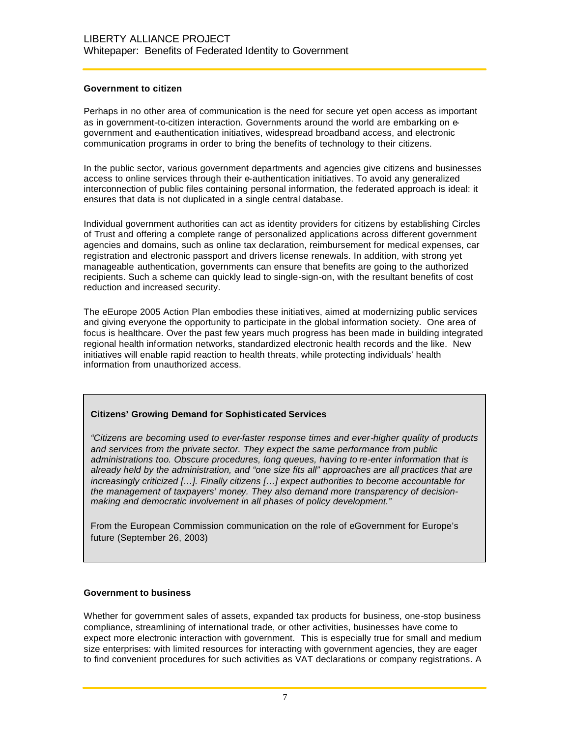### Government to citizen

Perhaps in no other area of communication is the need for secure yet open access as important as in government-to-citizen interaction. Governments around the world are embarking on e-government and e-authentication initiatives, widespread broadband access, and electronic communication programs in order to bring the benefits of technology to their citizens.

In the public sector, various government departments and agencies give citizens and businesses access to online services through their e-authentication initiatives. To avoid any generalized interconnection of public files containing personal information, the federated approach is ideal: it ensures that data is not duplicated in a single central database.

Individual government authorities can act as identity providers for citizens by establishing Circles of Trust and offering a complete range of personalized applications across different government agencies and domains, such as online tax declaration, reimbursement for medical expenses, car registration and electronic passport and drivers license renewals. In addition, with strong yet manageable authentication, governments can ensure that benefits are going to the authorized recipients. Such a scheme can quickly lead to single-sign-on, with the resultant benefits of cost reduction and increased security.

The eEurope 2005 Action Plan embodies these initiatives, aimed at modernizing public services and giving everyone the opportunity to participate in the global information society. One area of focus is healthcare. Over the past few years much progress has been made in building integrated regional health information networks, standardized electronic health records and the like. New initiatives will enable rapid reaction to health threats, while protecting individuals' health information from unauthorized access.

> **Citizens' Growing Demand for Sophisticated Services**
>
> *"Citizens are becoming used to ever-faster response times and ever-higher quality of products and services from the private sector. They expect the same performance from public administrations too. Obscure procedures, long queues, having to re-enter information that is already held by the administration, and "one size fits all" approaches are all practices that are increasingly criticized […]. Finally citizens […] expect authorities to become accountable for the management of taxpayers' money. They also demand more transparency of decision-making and democratic involvement in all phases of policy development."*
>
> From the European Commission communication on the role of eGovernment for Europe's future (September 26, 2003)

### Government to business

Whether for government sales of assets, expanded tax products for business, one-stop business compliance, streamlining of international trade, or other activities, businesses have come to expect more electronic interaction with government. This is especially true for small and medium size enterprises: with limited resources for interacting with government agencies, they are eager to find convenient procedures for such activities as VAT declarations or company registrations. A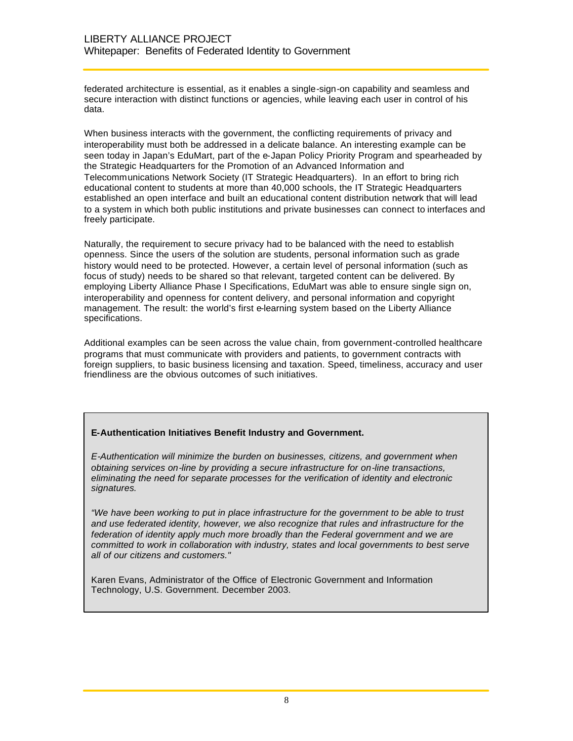federated architecture is essential, as it enables a single-sign-on capability and seamless and secure interaction with distinct functions or agencies, while leaving each user in control of his data.

When business interacts with the government, the conflicting requirements of privacy and interoperability must both be addressed in a delicate balance. An interesting example can be seen today in Japan's EduMart, part of the e-Japan Policy Priority Program and spearheaded by the Strategic Headquarters for the Promotion of an Advanced Information and Telecommunications Network Society (IT Strategic Headquarters). In an effort to bring rich educational content to students at more than 40,000 schools, the IT Strategic Headquarters established an open interface and built an educational content distribution network that will lead to a system in which both public institutions and private businesses can connect to interfaces and freely participate.

Naturally, the requirement to secure privacy had to be balanced with the need to establish openness. Since the users of the solution are students, personal information such as grade history would need to be protected. However, a certain level of personal information (such as focus of study) needs to be shared so that relevant, targeted content can be delivered. By employing Liberty Alliance Phase I Specifications, EduMart was able to ensure single sign on, interoperability and openness for content delivery, and personal information and copyright management. The result: the world's first e-learning system based on the Liberty Alliance specifications.

Additional examples can be seen across the value chain, from government-controlled healthcare programs that must communicate with providers and patients, to government contracts with foreign suppliers, to basic business licensing and taxation. Speed, timeliness, accuracy and user friendliness are the obvious outcomes of such initiatives.

**E-Authentication Initiatives Benefit Industry and Government.**

*E-Authentication will minimize the burden on businesses, citizens, and government when obtaining services on-line by providing a secure infrastructure for on-line transactions, eliminating the need for separate processes for the verification of identity and electronic signatures.*

*"We have been working to put in place infrastructure for the government to be able to trust and use federated identity, however, we also recognize that rules and infrastructure for the federation of identity apply much more broadly than the Federal government and we are committed to work in collaboration with industry, states and local governments to best serve all of our citizens and customers."*

Karen Evans, Administrator of the Office of Electronic Government and Information Technology, U.S. Government. December 2003.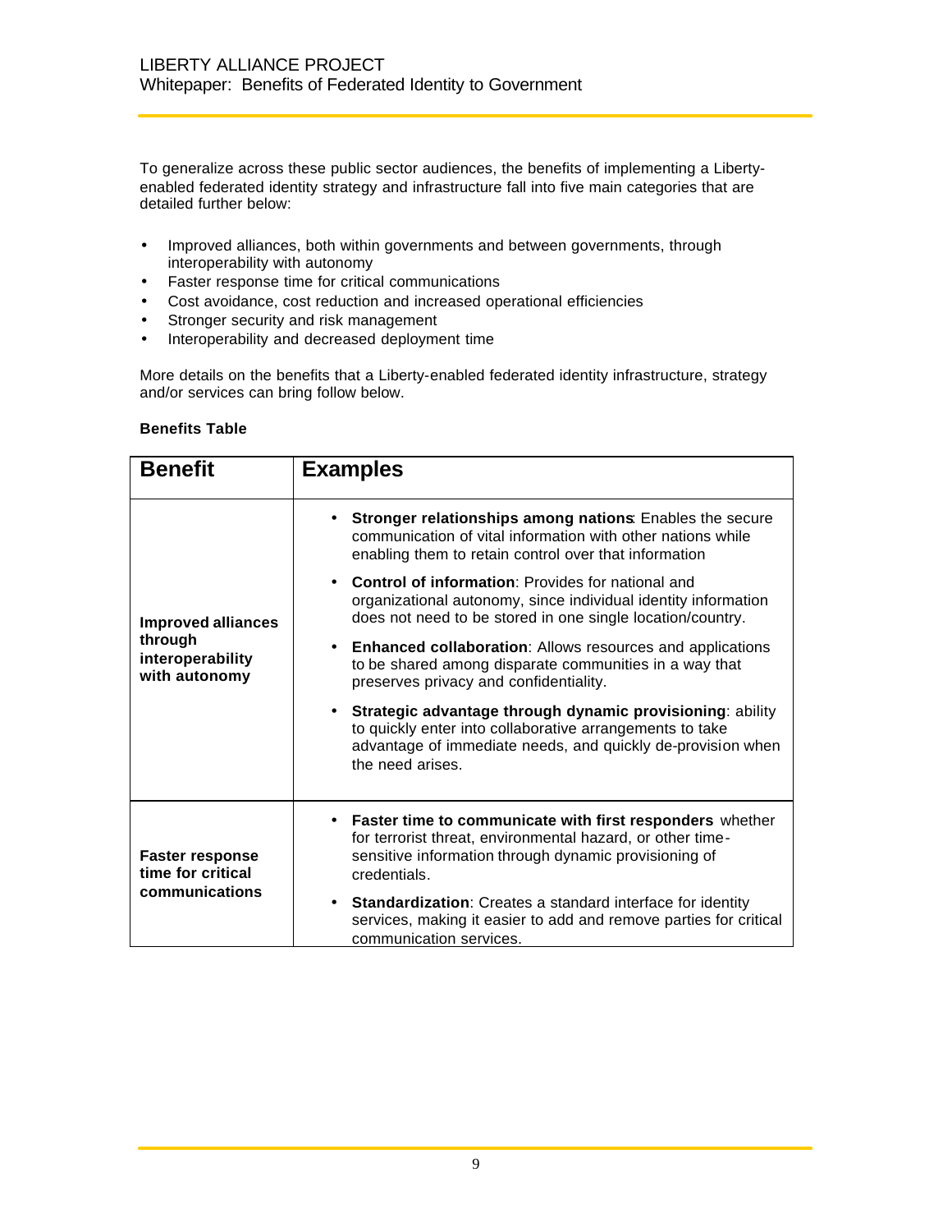To generalize across these public sector audiences, the benefits of implementing a Liberty-enabled federated identity strategy and infrastructure fall into five main categories that are detailed further below:

- Improved alliances, both within governments and between governments, through interoperability with autonomy
- Faster response time for critical communications
- Cost avoidance, cost reduction and increased operational efficiencies
- Stronger security and risk management
- Interoperability and decreased deployment time

More details on the benefits that a Liberty-enabled federated identity infrastructure, strategy and/or services can bring follow below.

**Benefits Table**

| Benefit | Examples |
|---|---|
| **Improved alliances through interoperability with autonomy** | • **Stronger relationships among nations**: Enables the secure communication of vital information with other nations while enabling them to retain control over that information<br>• **Control of information**: Provides for national and organizational autonomy, since individual identity information does not need to be stored in one single location/country.<br>• **Enhanced collaboration**: Allows resources and applications to be shared among disparate communities in a way that preserves privacy and confidentiality.<br>• **Strategic advantage through dynamic provisioning**: ability to quickly enter into collaborative arrangements to take advantage of immediate needs, and quickly de-provision when the need arises. |
| **Faster response time for critical communications** | • **Faster time to communicate with first responders** whether for terrorist threat, environmental hazard, or other time-sensitive information through dynamic provisioning of credentials.<br>• **Standardization**: Creates a standard interface for identity services, making it easier to add and remove parties for critical communication services. |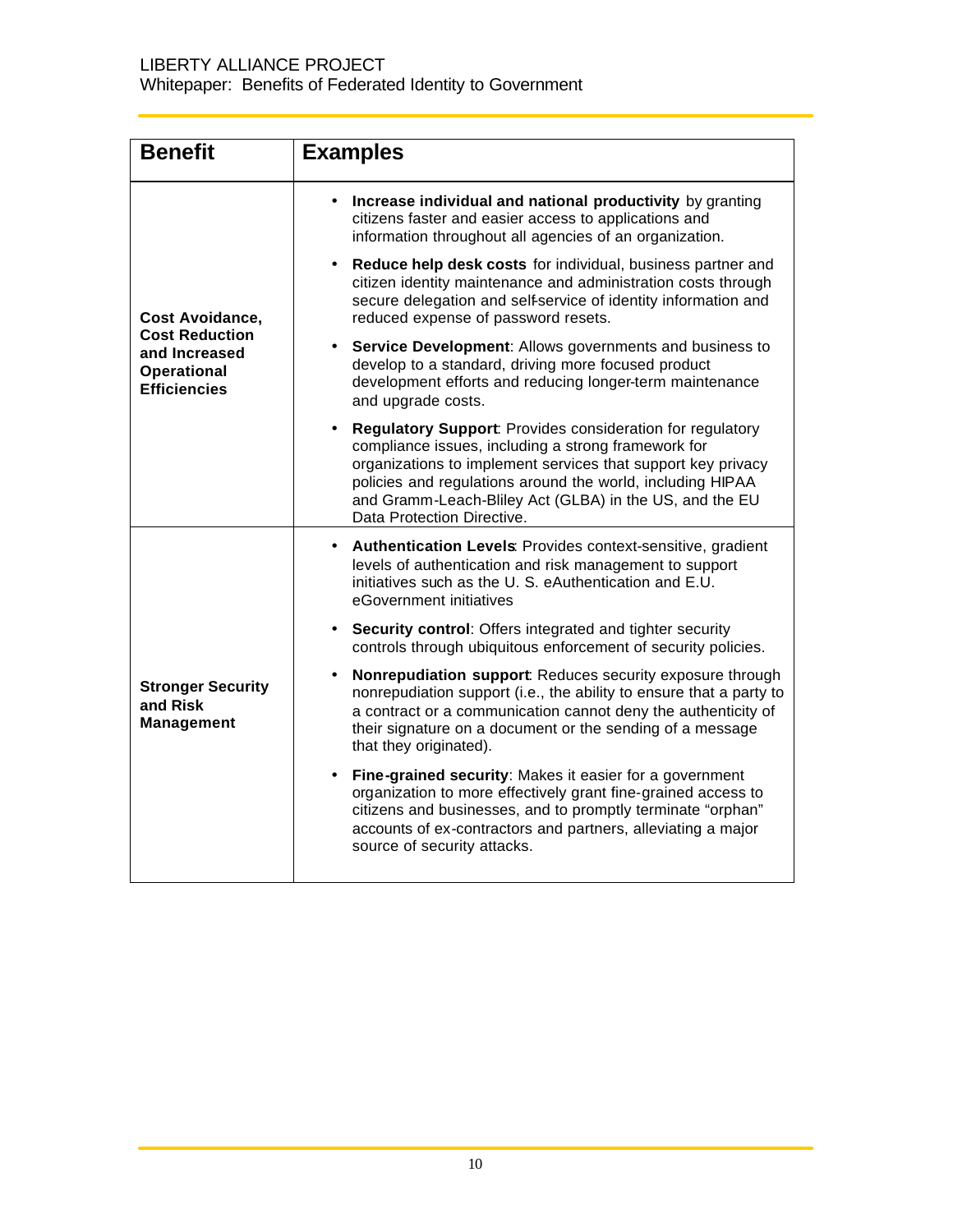| Benefit | Examples |
|---|---|
| **Cost Avoidance, Cost Reduction and Increased Operational Efficiencies** | • **Increase individual and national productivity** by granting citizens faster and easier access to applications and information throughout all agencies of an organization.<br>• **Reduce help desk costs** for individual, business partner and citizen identity maintenance and administration costs through secure delegation and self-service of identity information and reduced expense of password resets.<br>• **Service Development**: Allows governments and business to develop to a standard, driving more focused product development efforts and reducing longer-term maintenance and upgrade costs.<br>• **Regulatory Support**: Provides consideration for regulatory compliance issues, including a strong framework for organizations to implement services that support key privacy policies and regulations around the world, including HIPAA and Gramm-Leach-Bliley Act (GLBA) in the US, and the EU Data Protection Directive. |
| **Stronger Security and Risk Management** | • **Authentication Levels**: Provides context-sensitive, gradient levels of authentication and risk management to support initiatives such as the U. S. eAuthentication and E.U. eGovernment initiatives<br>• **Security control**: Offers integrated and tighter security controls through ubiquitous enforcement of security policies.<br>• **Nonrepudiation support**: Reduces security exposure through nonrepudiation support (i.e., the ability to ensure that a party to a contract or a communication cannot deny the authenticity of their signature on a document or the sending of a message that they originated).<br>• **Fine-grained security**: Makes it easier for a government organization to more effectively grant fine-grained access to citizens and businesses, and to promptly terminate "orphan" accounts of ex-contractors and partners, alleviating a major source of security attacks. |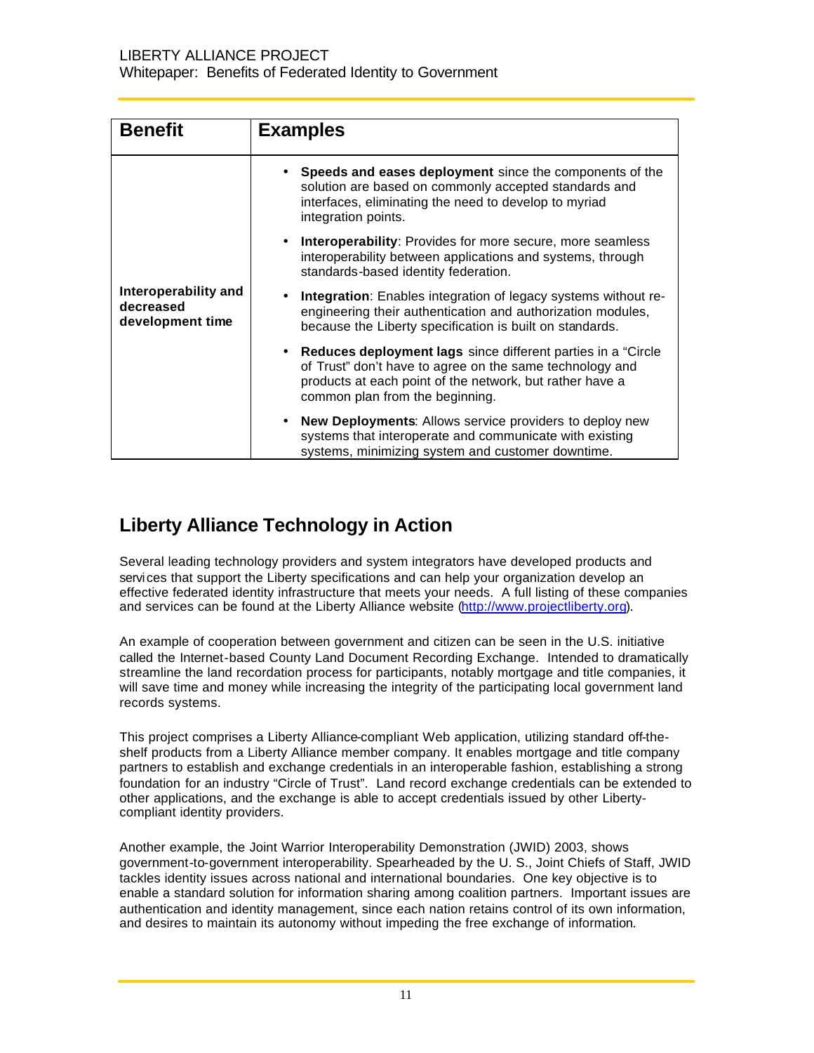| Benefit | Examples |
|---|---|
| **Interoperability and decreased development time** | • **Speeds and eases deployment** since the components of the solution are based on commonly accepted standards and interfaces, eliminating the need to develop to myriad integration points.<br>• **Interoperability**: Provides for more secure, more seamless interoperability between applications and systems, through standards-based identity federation.<br>• **Integration**: Enables integration of legacy systems without re-engineering their authentication and authorization modules, because the Liberty specification is built on standards.<br>• **Reduces deployment lags** since different parties in a "Circle of Trust" don't have to agree on the same technology and products at each point of the network, but rather have a common plan from the beginning.<br>• **New Deployments**: Allows service providers to deploy new systems that interoperate and communicate with existing systems, minimizing system and customer downtime. |

## Liberty Alliance Technology in Action

Several leading technology providers and system integrators have developed products and services that support the Liberty specifications and can help your organization develop an effective federated identity infrastructure that meets your needs. A full listing of these companies and services can be found at the Liberty Alliance website (http://www.projectliberty.org).

An example of cooperation between government and citizen can be seen in the U.S. initiative called the Internet-based County Land Document Recording Exchange. Intended to dramatically streamline the land recordation process for participants, notably mortgage and title companies, it will save time and money while increasing the integrity of the participating local government land records systems.

This project comprises a Liberty Alliance-compliant Web application, utilizing standard off-the-shelf products from a Liberty Alliance member company. It enables mortgage and title company partners to establish and exchange credentials in an interoperable fashion, establishing a strong foundation for an industry "Circle of Trust". Land record exchange credentials can be extended to other applications, and the exchange is able to accept credentials issued by other Liberty-compliant identity providers.

Another example, the Joint Warrior Interoperability Demonstration (JWID) 2003, shows government-to-government interoperability. Spearheaded by the U. S., Joint Chiefs of Staff, JWID tackles identity issues across national and international boundaries. One key objective is to enable a standard solution for information sharing among coalition partners. Important issues are authentication and identity management, since each nation retains control of its own information, and desires to maintain its autonomy without impeding the free exchange of information.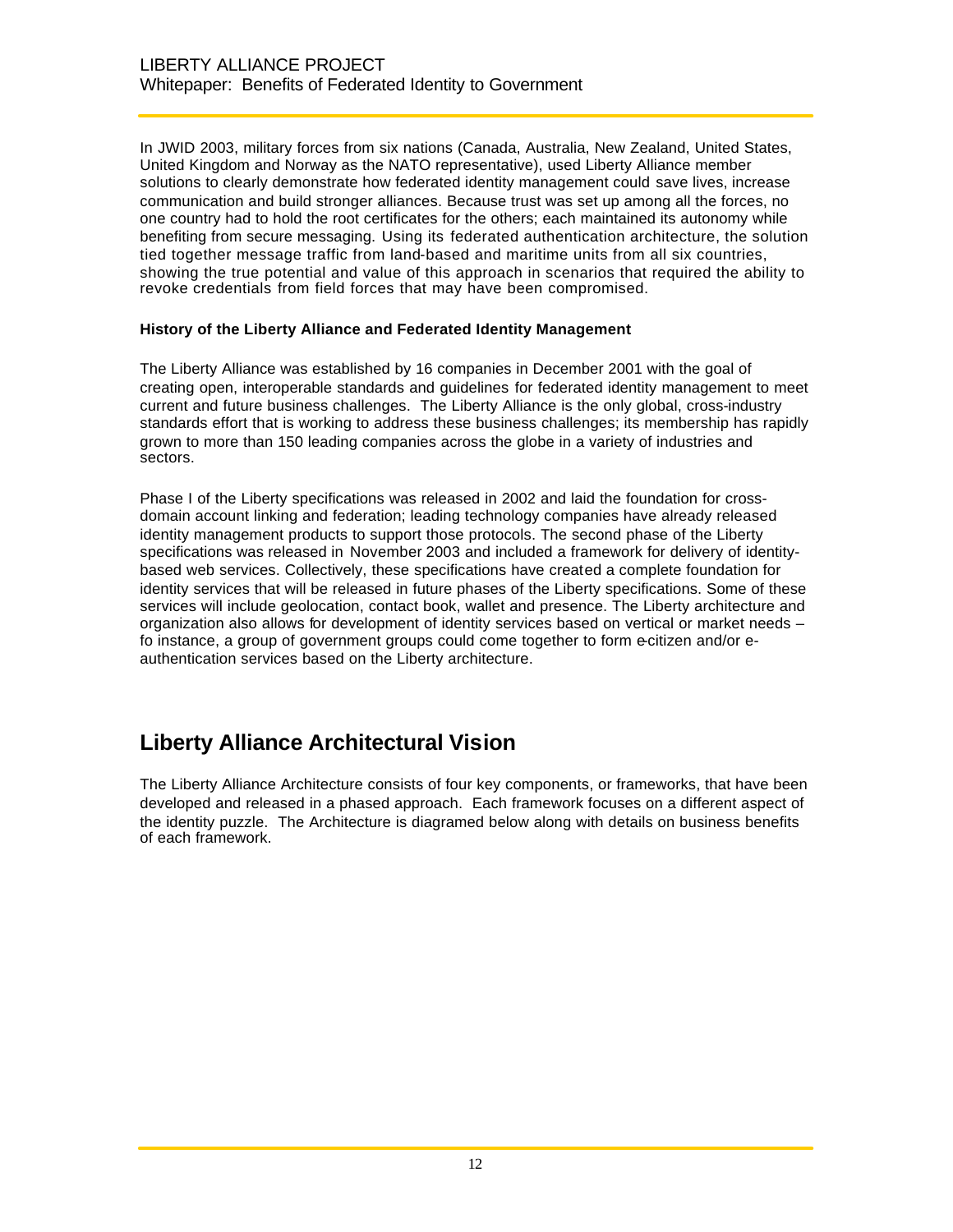In JWID 2003, military forces from six nations (Canada, Australia, New Zealand, United States, United Kingdom and Norway as the NATO representative), used Liberty Alliance member solutions to clearly demonstrate how federated identity management could save lives, increase communication and build stronger alliances. Because trust was set up among all the forces, no one country had to hold the root certificates for the others; each maintained its autonomy while benefiting from secure messaging. Using its federated authentication architecture, the solution tied together message traffic from land-based and maritime units from all six countries, showing the true potential and value of this approach in scenarios that required the ability to revoke credentials from field forces that may have been compromised.

**History of the Liberty Alliance and Federated Identity Management**

The Liberty Alliance was established by 16 companies in December 2001 with the goal of creating open, interoperable standards and guidelines for federated identity management to meet current and future business challenges. The Liberty Alliance is the only global, cross-industry standards effort that is working to address these business challenges; its membership has rapidly grown to more than 150 leading companies across the globe in a variety of industries and sectors.

Phase I of the Liberty specifications was released in 2002 and laid the foundation for cross-domain account linking and federation; leading technology companies have already released identity management products to support those protocols. The second phase of the Liberty specifications was released in November 2003 and included a framework for delivery of identity-based web services. Collectively, these specifications have created a complete foundation for identity services that will be released in future phases of the Liberty specifications. Some of these services will include geolocation, contact book, wallet and presence. The Liberty architecture and organization also allows for development of identity services based on vertical or market needs – fo instance, a group of government groups could come together to form e-citizen and/or e-authentication services based on the Liberty architecture.

## Liberty Alliance Architectural Vision

The Liberty Alliance Architecture consists of four key components, or frameworks, that have been developed and released in a phased approach. Each framework focuses on a different aspect of the identity puzzle. The Architecture is diagramed below along with details on business benefits of each framework.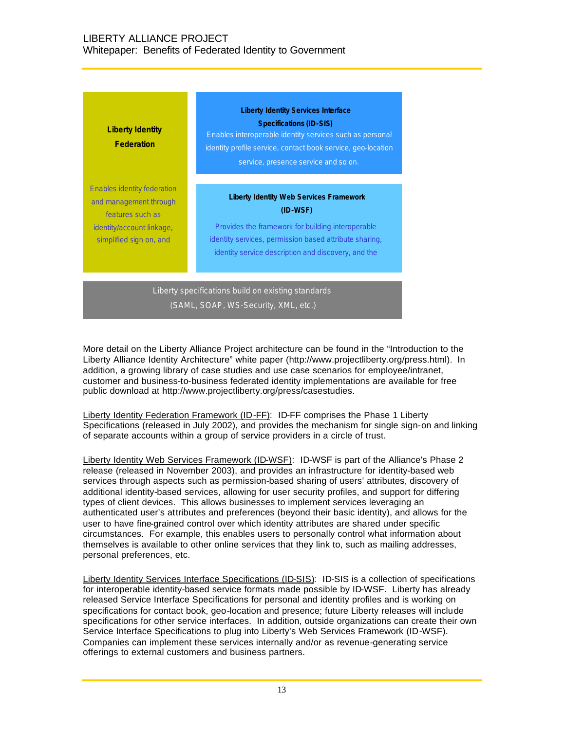**Liberty Identity Federation**

Enables identity federation and management through features such as identity/account linkage, simplified sign on, and

**Liberty Identity Services Interface Specifications (ID-SIS)**

Enables interoperable identity services such as personal identity profile service, contact book service, geo-location service, presence service and so on.

**Liberty Identity Web Services Framework (ID-WSF)**

Provides the framework for building interoperable identity services, permission based attribute sharing, identity service description and discovery, and the

Liberty specifications build on existing standards (SAML, SOAP, WS-Security, XML, etc.)

More detail on the Liberty Alliance Project architecture can be found in the "Introduction to the Liberty Alliance Identity Architecture" white paper (http://www.projectliberty.org/press.html). In addition, a growing library of case studies and use case scenarios for employee/intranet, customer and business-to-business federated identity implementations are available for free public download at http://www.projectliberty.org/press/casestudies.

Liberty Identity Federation Framework (ID-FF): ID-FF comprises the Phase 1 Liberty Specifications (released in July 2002), and provides the mechanism for single sign-on and linking of separate accounts within a group of service providers in a circle of trust.

Liberty Identity Web Services Framework (ID-WSF): ID-WSF is part of the Alliance's Phase 2 release (released in November 2003), and provides an infrastructure for identity-based web services through aspects such as permission-based sharing of users' attributes, discovery of additional identity-based services, allowing for user security profiles, and support for differing types of client devices. This allows businesses to implement services leveraging an authenticated user's attributes and preferences (beyond their basic identity), and allows for the user to have fine-grained control over which identity attributes are shared under specific circumstances. For example, this enables users to personally control what information about themselves is available to other online services that they link to, such as mailing addresses, personal preferences, etc.

Liberty Identity Services Interface Specifications (ID-SIS): ID-SIS is a collection of specifications for interoperable identity-based service formats made possible by ID-WSF. Liberty has already released Service Interface Specifications for personal and identity profiles and is working on specifications for contact book, geo-location and presence; future Liberty releases will include specifications for other service interfaces. In addition, outside organizations can create their own Service Interface Specifications to plug into Liberty's Web Services Framework (ID-WSF). Companies can implement these services internally and/or as revenue-generating service offerings to external customers and business partners.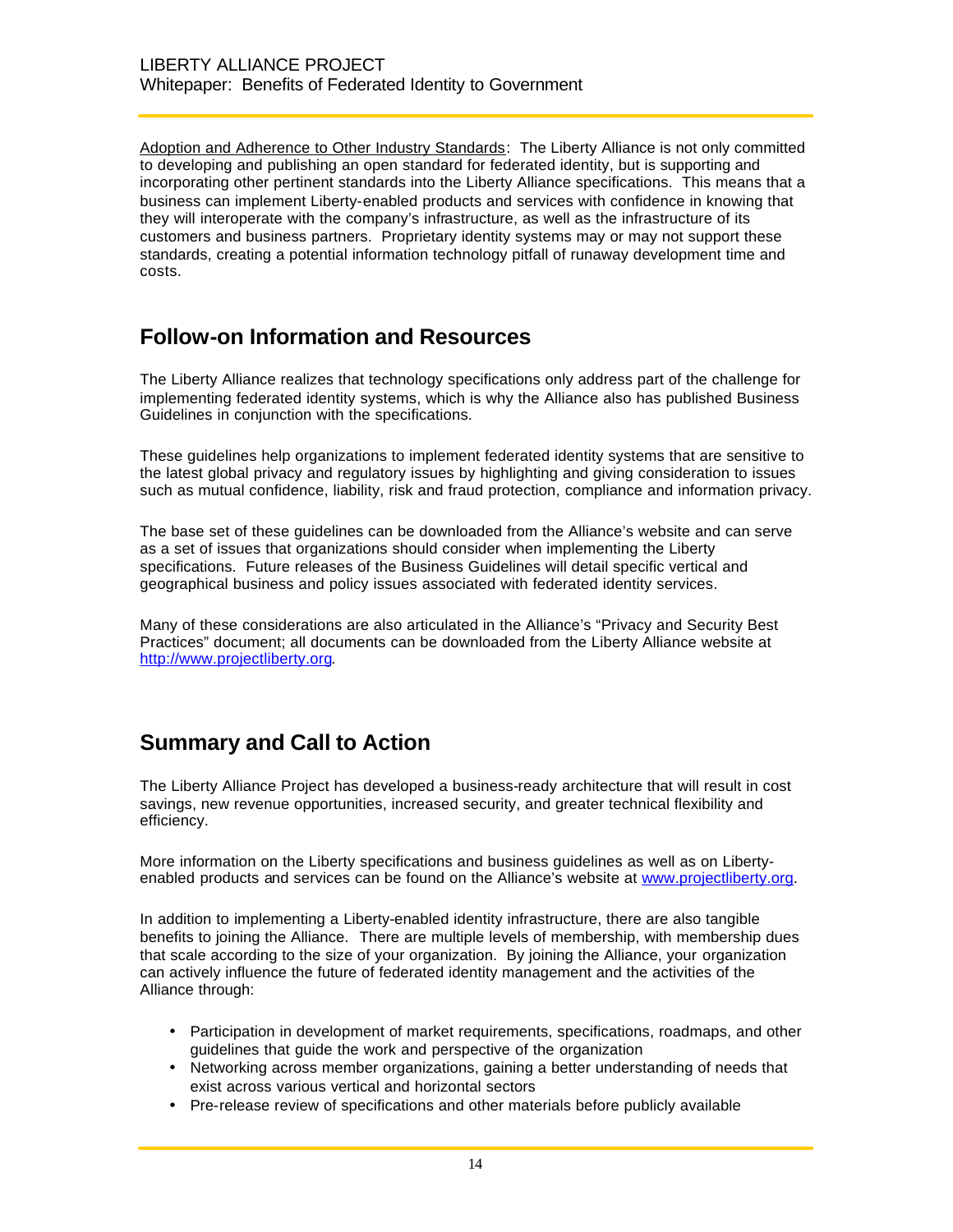Adoption and Adherence to Other Industry Standards: The Liberty Alliance is not only committed to developing and publishing an open standard for federated identity, but is supporting and incorporating other pertinent standards into the Liberty Alliance specifications. This means that a business can implement Liberty-enabled products and services with confidence in knowing that they will interoperate with the company's infrastructure, as well as the infrastructure of its customers and business partners. Proprietary identity systems may or may not support these standards, creating a potential information technology pitfall of runaway development time and costs.

## Follow-on Information and Resources

The Liberty Alliance realizes that technology specifications only address part of the challenge for implementing federated identity systems, which is why the Alliance also has published Business Guidelines in conjunction with the specifications.

These guidelines help organizations to implement federated identity systems that are sensitive to the latest global privacy and regulatory issues by highlighting and giving consideration to issues such as mutual confidence, liability, risk and fraud protection, compliance and information privacy.

The base set of these guidelines can be downloaded from the Alliance's website and can serve as a set of issues that organizations should consider when implementing the Liberty specifications. Future releases of the Business Guidelines will detail specific vertical and geographical business and policy issues associated with federated identity services.

Many of these considerations are also articulated in the Alliance's "Privacy and Security Best Practices" document; all documents can be downloaded from the Liberty Alliance website at http://www.projectliberty.org.

## Summary and Call to Action

The Liberty Alliance Project has developed a business-ready architecture that will result in cost savings, new revenue opportunities, increased security, and greater technical flexibility and efficiency.

More information on the Liberty specifications and business guidelines as well as on Liberty-enabled products and services can be found on the Alliance's website at www.projectliberty.org.

In addition to implementing a Liberty-enabled identity infrastructure, there are also tangible benefits to joining the Alliance. There are multiple levels of membership, with membership dues that scale according to the size of your organization. By joining the Alliance, your organization can actively influence the future of federated identity management and the activities of the Alliance through:

- Participation in development of market requirements, specifications, roadmaps, and other guidelines that guide the work and perspective of the organization
- Networking across member organizations, gaining a better understanding of needs that exist across various vertical and horizontal sectors
- Pre-release review of specifications and other materials before publicly available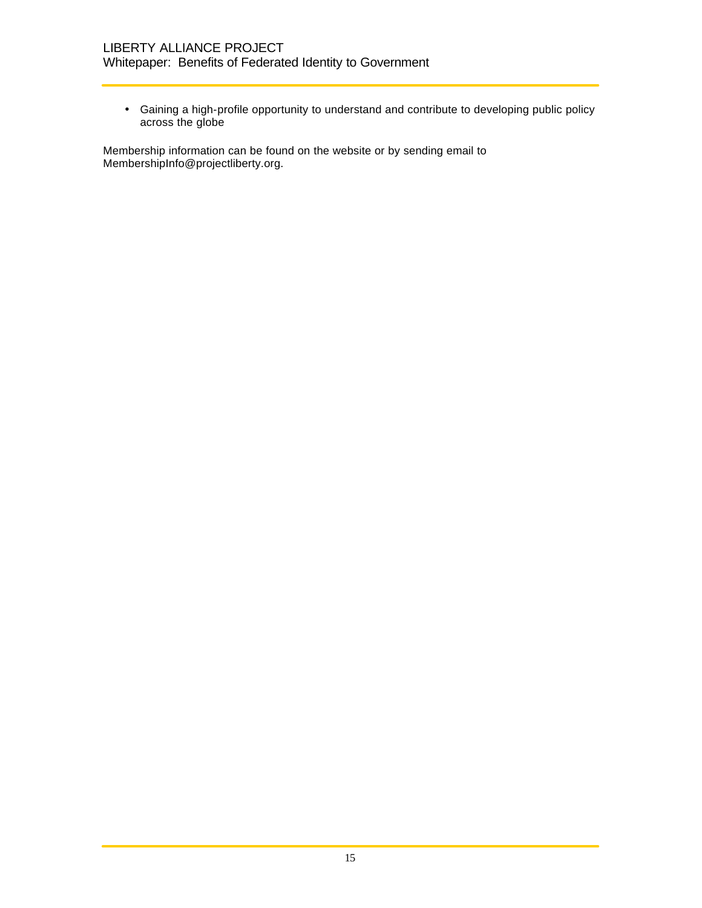- Gaining a high-profile opportunity to understand and contribute to developing public policy across the globe

Membership information can be found on the website or by sending email to MembershipInfo@projectliberty.org.